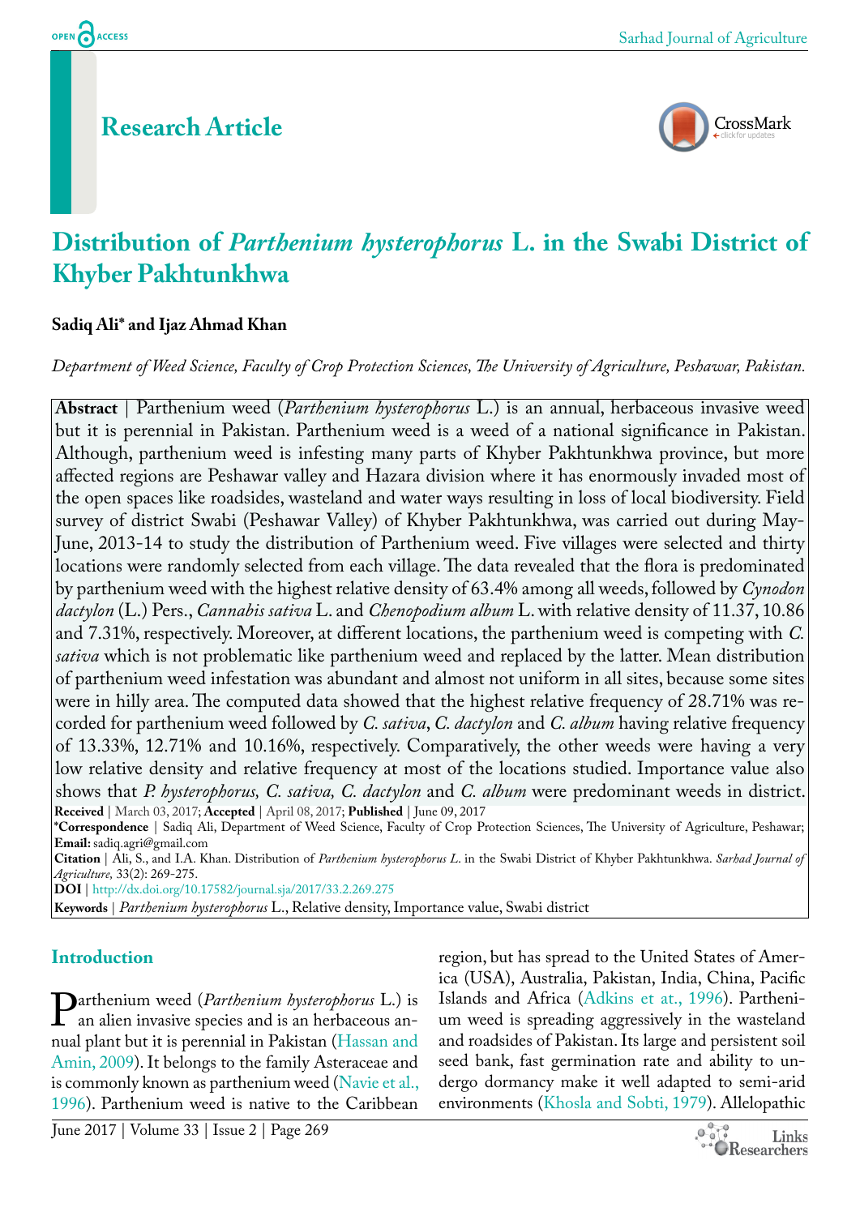# Research Article

# Distribution of *Parthenium hysterophorus* L. in the Swabi District of Khyber Pakhtunkhwa

**Sadiq Ali*** **and Ijaz Ahmad Khan**

*Department of Weed Science, Faculty of Crop Protection Sciences, The University of Agriculture, Peshawar, Pakistan.*

**Abstract** | Parthenium weed (*Parthenium hysterophorus* L.) is an annual, herbaceous invasive weed but it is perennial in Pakistan. Parthenium weed is a weed of a national significance in Pakistan. Although, parthenium weed is infesting many parts of Khyber Pakhtunkhwa province, but more affected regions are Peshawar valley and Hazara division where it has enormously invaded most of the open spaces like roadsides, wasteland and water ways resulting in loss of local biodiversity. Field survey of district Swabi (Peshawar Valley) of Khyber Pakhtunkhwa, was carried out during May-June, 2013-14 to study the distribution of Parthenium weed. Five villages were selected and thirty locations were randomly selected from each village. The data revealed that the flora is predominated by parthenium weed with the highest relative density of 63.4% among all weeds, followed by *Cynodon dactylon* (L.) Pers., *Cannabis sativa* L. and *Chenopodium album* L. with relative density of 11.37, 10.86 and 7.31%, respectively. Moreover, at different locations, the parthenium weed is competing with *C. sativa* which is not problematic like parthenium weed and replaced by the latter. Mean distribution of parthenium weed infestation was abundant and almost not uniform in all sites, because some sites were in hilly area. The computed data showed that the highest relative frequency of 28.71% was recorded for parthenium weed followed by *C. sativa*, *C. dactylon* and *C. album* having relative frequency of 13.33%, 12.71% and 10.16%, respectively. Comparatively, the other weeds were having a very low relative density and relative frequency at most of the locations studied. Importance value also shows that *P. hysterophorus, C. sativa, C. dactylon* and *C. album* were predominant weeds in district.

**Received** | March 03, 2017; **Accepted** | April 08, 2017; **Published** | June 09, 2017

***Correspondence** | Sadiq Ali, Department of Weed Science, Faculty of Crop Protection Sciences, The University of Agriculture, Peshawar; **Email:** sadiq.agri@gmail.com

**Citation** | Ali, S., and I.A. Khan. Distribution of *Parthenium hysterophorus L*. in the Swabi District of Khyber Pakhtunkhwa. *Sarhad Journal of Agriculture,* 33(2): 269-275.

**DOI** | http://dx.doi.org/10.17582/journal.sja/2017/33.2.269.275

**Keywords** | *Parthenium hysterophorus* L., Relative density, Importance value, Swabi district

## Introduction

Parthenium weed (*Parthenium hysterophorus* L.) is an alien invasive species and is an herbaceous annual plant but it is perennial in Pakistan (Hassan and Amin, 2009). It belongs to the family Asteraceae and is commonly known as parthenium weed (Navie et al., 1996). Parthenium weed is native to the Caribbean region, but has spread to the United States of America (USA), Australia, Pakistan, India, China, Pacific Islands and Africa (Adkins et at., 1996). Parthenium weed is spreading aggressively in the wasteland and roadsides of Pakistan. Its large and persistent soil seed bank, fast germination rate and ability to undergo dormancy make it well adapted to semi-arid environments (Khosla and Sobti, 1979). Allelopathic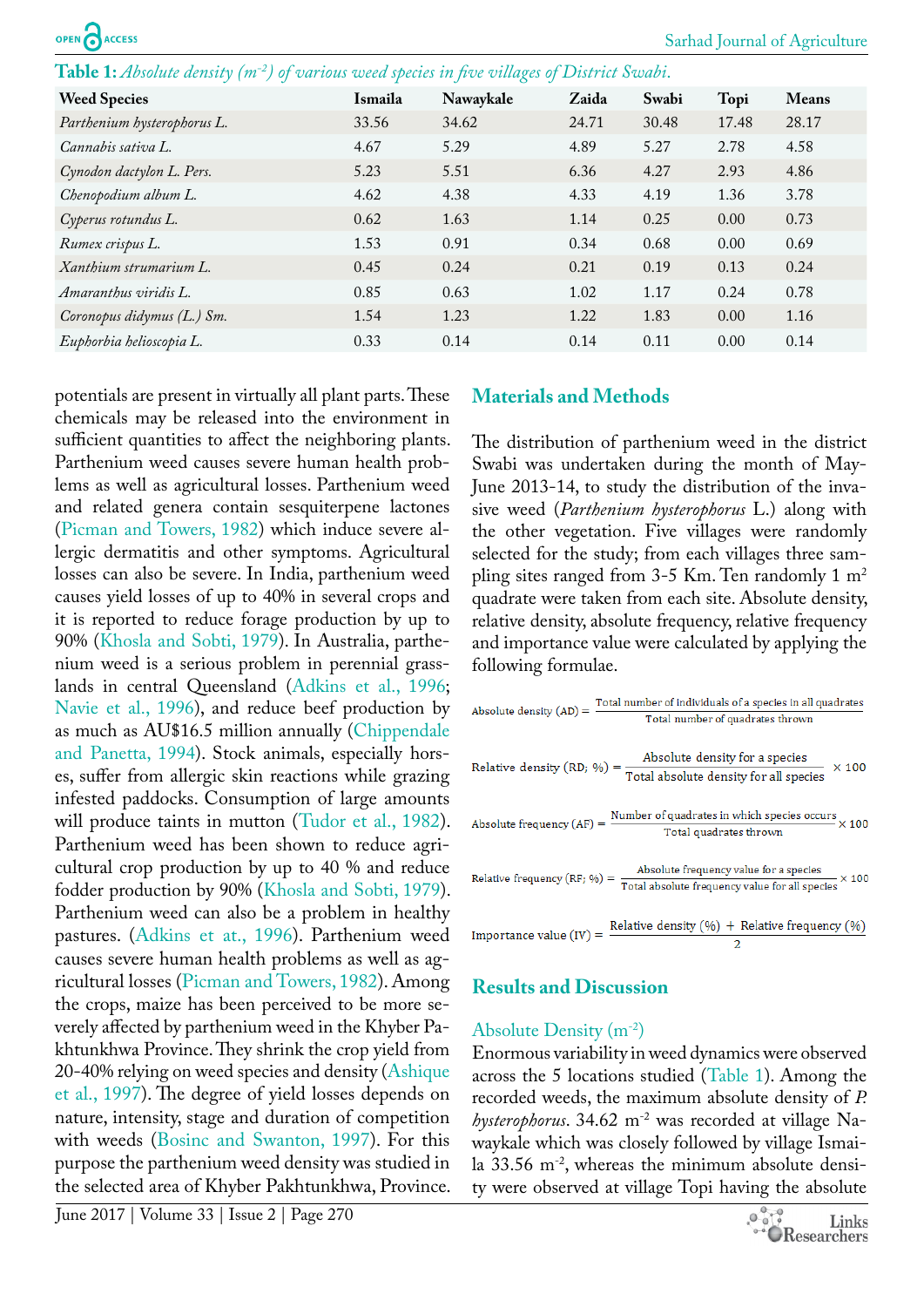**Table 1:** *Absolute density ($m^{-2}$) of various weed species in five villages of District Swabi.*

| Weed Species | Ismaila | Nawaykale | Zaida | Swabi | Topi | Means |
|---|---|---|---|---|---|---|
| *Parthenium hysterophorus L.* | 33.56 | 34.62 | 24.71 | 30.48 | 17.48 | 28.17 |
| *Cannabis sativa L.* | 4.67 | 5.29 | 4.89 | 5.27 | 2.78 | 4.58 |
| *Cynodon dactylon L. Pers.* | 5.23 | 5.51 | 6.36 | 4.27 | 2.93 | 4.86 |
| *Chenopodium album L.* | 4.62 | 4.38 | 4.33 | 4.19 | 1.36 | 3.78 |
| *Cyperus rotundus L.* | 0.62 | 1.63 | 1.14 | 0.25 | 0.00 | 0.73 |
| *Rumex crispus L.* | 1.53 | 0.91 | 0.34 | 0.68 | 0.00 | 0.69 |
| *Xanthium strumarium L.* | 0.45 | 0.24 | 0.21 | 0.19 | 0.13 | 0.24 |
| *Amaranthus viridis L.* | 0.85 | 0.63 | 1.02 | 1.17 | 0.24 | 0.78 |
| *Coronopus didymus (L.) Sm.* | 1.54 | 1.23 | 1.22 | 1.83 | 0.00 | 1.16 |
| *Euphorbia helioscopia L.* | 0.33 | 0.14 | 0.14 | 0.11 | 0.00 | 0.14 |

potentials are present in virtually all plant parts. These chemicals may be released into the environment in sufficient quantities to affect the neighboring plants. Parthenium weed causes severe human health problems as well as agricultural losses. Parthenium weed and related genera contain sesquiterpene lactones (Picman and Towers, 1982) which induce severe allergic dermatitis and other symptoms. Agricultural losses can also be severe. In India, parthenium weed causes yield losses of up to 40% in several crops and it is reported to reduce forage production by up to 90% (Khosla and Sobti, 1979). In Australia, parthenium weed is a serious problem in perennial grasslands in central Queensland (Adkins et al., 1996; Navie et al., 1996), and reduce beef production by as much as AU$16.5 million annually (Chippendale and Panetta, 1994). Stock animals, especially horses, suffer from allergic skin reactions while grazing infested paddocks. Consumption of large amounts will produce taints in mutton (Tudor et al., 1982). Parthenium weed has been shown to reduce agricultural crop production by up to 40 % and reduce fodder production by 90% (Khosla and Sobti, 1979). Parthenium weed can also be a problem in healthy pastures. (Adkins et at., 1996). Parthenium weed causes severe human health problems as well as agricultural losses (Picman and Towers, 1982). Among the crops, maize has been perceived to be more severely affected by parthenium weed in the Khyber Pakhtunkhwa Province. They shrink the crop yield from 20-40% relying on weed species and density (Ashique et al., 1997). The degree of yield losses depends on nature, intensity, stage and duration of competition with weeds (Bosinc and Swanton, 1997). For this purpose the parthenium weed density was studied in the selected area of Khyber Pakhtunkhwa, Province.

## Materials and Methods

The distribution of parthenium weed in the district Swabi was undertaken during the month of May-June 2013-14, to study the distribution of the invasive weed (*Parthenium hysterophorus* L.) along with the other vegetation. Five villages were randomly selected for the study; from each villages three sampling sites ranged from 3-5 Km. Ten randomly 1 $m^2$ quadrate were taken from each site. Absolute density, relative density, absolute frequency, relative frequency and importance value were calculated by applying the following formulae.

$$\text{Absolute density (AD)} = \frac{\text{Total number of individuals of a species in all quadrates}}{\text{Total number of quadrates thrown}}$$

$$\text{Relative density (RD; \%)} = \frac{\text{Absolute density for a species}}{\text{Total absolute density for all species}} \times 100$$

$$\text{Absolute frequency (AF)} = \frac{\text{Number of quadrates in which species occurs}}{\text{Total quadrates thrown}} \times 100$$

$$\text{Relative frequency (RF; \%)} = \frac{\text{Absolute frequency value for a species}}{\text{Total absolute frequency value for all species}} \times 100$$

$$\text{Importance value (IV)} = \frac{\text{Relative density (\%)} + \text{Relative frequency (\%)}}{2}$$

## Results and Discussion

### Absolute Density ($m^{-2}$)

Enormous variability in weed dynamics were observed across the 5 locations studied (Table 1). Among the recorded weeds, the maximum absolute density of *P. hysterophorus*. 34.62 $m^{-2}$ was recorded at village Nawaykale which was closely followed by village Ismaila 33.56 $m^{-2}$, whereas the minimum absolute density were observed at village Topi having the absolute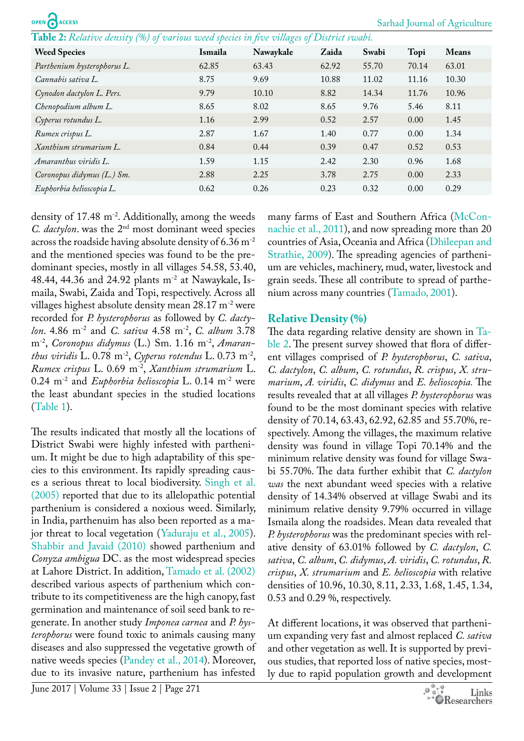**Table 2:** *Relative density (%) of various weed species in five villages of District swabi.*

| Weed Species | Ismaila | Nawaykale | Zaida | Swabi | Topi | Means |
|---|---|---|---|---|---|---|
| *Parthenium hysterophorus L.* | 62.85 | 63.43 | 62.92 | 55.70 | 70.14 | 63.01 |
| *Cannabis sativa L.* | 8.75 | 9.69 | 10.88 | 11.02 | 11.16 | 10.30 |
| *Cynodon dactylon L. Pers.* | 9.79 | 10.10 | 8.82 | 14.34 | 11.76 | 10.96 |
| *Chenopodium album L.* | 8.65 | 8.02 | 8.65 | 9.76 | 5.46 | 8.11 |
| *Cyperus rotundus L.* | 1.16 | 2.99 | 0.52 | 2.57 | 0.00 | 1.45 |
| *Rumex crispus L.* | 2.87 | 1.67 | 1.40 | 0.77 | 0.00 | 1.34 |
| *Xanthium strumarium L.* | 0.84 | 0.44 | 0.39 | 0.47 | 0.52 | 0.53 |
| *Amaranthus viridis L.* | 1.59 | 1.15 | 2.42 | 2.30 | 0.96 | 1.68 |
| *Coronopus didymus (L.) Sm.* | 2.88 | 2.25 | 3.78 | 2.75 | 0.00 | 2.33 |
| *Euphorbia helioscopia L.* | 0.62 | 0.26 | 0.23 | 0.32 | 0.00 | 0.29 |

density of 17.48 $m^{-2}$. Additionally, among the weeds *C. dactylon*. was the 2nd most dominant weed species across the roadside having absolute density of 6.36 $m^{-2}$ and the mentioned species was found to be the predominant species, mostly in all villages 54.58, 53.40, 48.44, 44.36 and 24.92 plants $m^{-2}$ at Nawaykale, Ismaila, Swabi, Zaida and Topi, respectively. Across all villages highest absolute density mean 28.17 $m^{-2}$ were recorded for *P. hysterophorus* as followed by *C. dactylon*. 4.86 $m^{-2}$ and *C. sativa* 4.58 $m^{-2}$, *C. album* 3.78 $m^{-2}$, *Coronopus didymus* (L.) Sm. 1.16 $m^{-2}$, *Amaranthus viridis* L. 0.78 $m^{-2}$, *Cyperus rotendus* L. 0.73 $m^{-2}$, *Rumex crispus* L. 0.69 $m^{-2}$, *Xanthium strumarium* L. 0.24 $m^{-2}$ and *Euphorbia helioscopia* L. 0.14 $m^{-2}$ were the least abundant species in the studied locations (Table 1).

The results indicated that mostly all the locations of District Swabi were highly infested with parthenium. It might be due to high adaptability of this species to this environment. Its rapidly spreading causes a serious threat to local biodiversity. Singh et al. (2005) reported that due to its allelopathic potential parthenium is considered a noxious weed. Similarly, in India, parthenuim has also been reported as a major threat to local vegetation (Yaduraju et al., 2005). Shabbir and Javaid (2010) showed parthenium and *Conyza ambigua* DC. as the most widespread species at Lahore District. In addition, Tamado et al. (2002) described various aspects of parthenium which contribute to its competitiveness are the high canopy, fast germination and maintenance of soil seed bank to regenerate. In another study *Imponea carnea* and *P. hysterophorus* were found toxic to animals causing many diseases and also suppressed the vegetative growth of native weeds species (Pandey et al., 2014). Moreover, due to its invasive nature, parthenium has infested many farms of East and Southern Africa (McConnachie et al., 2011), and now spreading more than 20 countries of Asia, Oceania and Africa (Dhileepan and Strathie, 2009). The spreading agencies of parthenium are vehicles, machinery, mud, water, livestock and grain seeds. These all contribute to spread of parthenium across many countries (Tamado, 2001).

## Relative Density (%)

The data regarding relative density are shown in Table 2. The present survey showed that flora of different villages comprised of *P. hysterophorus*, *C. sativa*, *C. dactylon*, *C. album*, *C. rotundus*, *R. crispus*, *X. strumarium*, *A. viridis*, *C. didymus* and *E. helioscopia.* The results revealed that at all villages *P. hysterophorus* was found to be the most dominant species with relative density of 70.14, 63.43, 62.92, 62.85 and 55.70%, respectively. Among the villages, the maximum relative density was found in village Topi 70.14% and the minimum relative density was found for village Swabi 55.70%. The data further exhibit that *C. dactylon was* the next abundant weed species with a relative density of 14.34% observed at village Swabi and its minimum relative density 9.79% occurred in village Ismaila along the roadsides. Mean data revealed that *P. hysterophorus* was the predominant species with relative density of 63.01% followed by *C. dactylon*, *C. sativa*, *C. album*, *C. didymus*, *A. viridis*, *C. rotundus*, *R. crispus*, *X. strumarium* and *E. helioscopia* with relative densities of 10.96, 10.30, 8.11, 2.33, 1.68, 1.45, 1.34, 0.53 and 0.29 %, respectively.

At different locations, it was observed that parthenium expanding very fast and almost replaced *C. sativa* and other vegetation as well. It is supported by previous studies, that reported loss of native species, mostly due to rapid population growth and development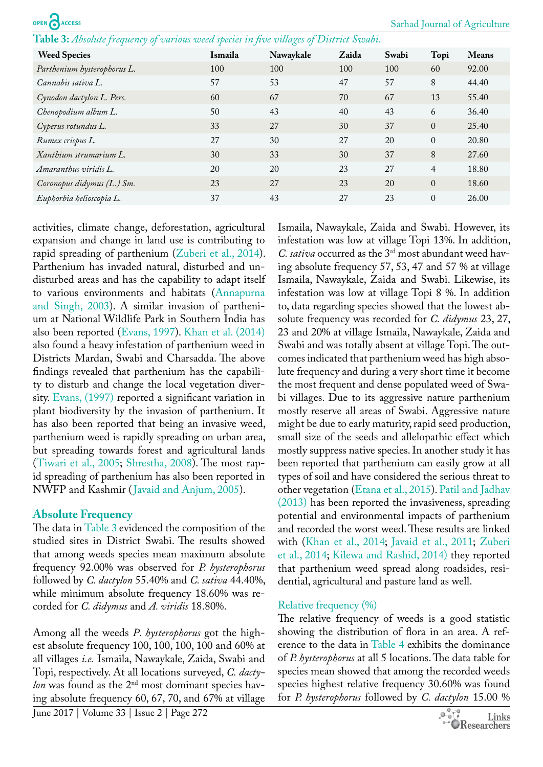**Table 3:** *Absolute frequency of various weed species in five villages of District Swabi.*

| Weed Species | Ismaila | Nawaykale | Zaida | Swabi | Topi | Means |
|---|---|---|---|---|---|---|
| *Parthenium hysterophorus L.* | 100 | 100 | 100 | 100 | 60 | 92.00 |
| *Cannabis sativa L.* | 57 | 53 | 47 | 57 | 8 | 44.40 |
| *Cynodon dactylon L. Pers.* | 60 | 67 | 70 | 67 | 13 | 55.40 |
| *Chenopodium album L.* | 50 | 43 | 40 | 43 | 6 | 36.40 |
| *Cyperus rotundus L.* | 33 | 27 | 30 | 37 | 0 | 25.40 |
| *Rumex crispus L.* | 27 | 30 | 27 | 20 | 0 | 20.80 |
| *Xanthium strumarium L.* | 30 | 33 | 30 | 37 | 8 | 27.60 |
| *Amaranthus viridis L.* | 20 | 20 | 23 | 27 | 4 | 18.80 |
| *Coronopus didymus (L.) Sm.* | 23 | 27 | 23 | 20 | 0 | 18.60 |
| *Euphorbia helioscopia L.* | 37 | 43 | 27 | 23 | 0 | 26.00 |

activities, climate change, deforestation, agricultural expansion and change in land use is contributing to rapid spreading of parthenium (Zuberi et al., 2014). Parthenium has invaded natural, disturbed and undisturbed areas and has the capability to adapt itself to various environments and habitats (Annapurna and Singh, 2003). A similar invasion of parthenium at National Wildlife Park in Southern India has also been reported (Evans, 1997). Khan et al. (2014) also found a heavy infestation of parthenium weed in Districts Mardan, Swabi and Charsadda. The above findings revealed that parthenium has the capability to disturb and change the local vegetation diversity. Evans, (1997) reported a significant variation in plant biodiversity by the invasion of parthenium. It has also been reported that being an invasive weed, parthenium weed is rapidly spreading on urban area, but spreading towards forest and agricultural lands (Tiwari et al., 2005; Shrestha, 2008). The most rapid spreading of parthenium has also been reported in NWFP and Kashmir (Javaid and Anjum, 2005).

## Absolute Frequency

The data in Table 3 evidenced the composition of the studied sites in District Swabi. The results showed that among weeds species mean maximum absolute frequency 92.00% was observed for *P. hysterophorus* followed by *C. dactylon* 55.40% and *C. sativa* 44.40%, while minimum absolute frequency 18.60% was recorded for *C. didymus* and *A. viridis* 18.80%.

Among all the weeds *P. hysterophorus* got the highest absolute frequency 100, 100, 100, 100 and 60% at all villages *i.e.* Ismaila, Nawaykale, Zaida, Swabi and Topi, respectively. At all locations surveyed, *C. dactylon* was found as the 2nd most dominant species having absolute frequency 60, 67, 70, and 67% at village Ismaila, Nawaykale, Zaida and Swabi. However, its infestation was low at village Topi 13%. In addition, *C. sativa* occurred as the 3rd most abundant weed having absolute frequency 57, 53, 47 and 57 % at village Ismaila, Nawaykale, Zaida and Swabi. Likewise, its infestation was low at village Topi 8 %. In addition to, data regarding species showed that the lowest absolute frequency was recorded for *C. didymus* 23, 27, 23 and 20% at village Ismaila, Nawaykale, Zaida and Swabi and was totally absent at village Topi. The outcomes indicated that parthenium weed has high absolute frequency and during a very short time it become the most frequent and dense populated weed of Swabi villages. Due to its aggressive nature parthenium mostly reserve all areas of Swabi. Aggressive nature might be due to early maturity, rapid seed production, small size of the seeds and allelopathic effect which mostly suppress native species. In another study it has been reported that parthenium can easily grow at all types of soil and have considered the serious threat to other vegetation (Etana et al., 2015). Patil and Jadhav (2013) has been reported the invasiveness, spreading potential and environmental impacts of parthenium and recorded the worst weed. These results are linked with (Khan et al., 2014; Javaid et al., 2011; Zuberi et al., 2014; Kilewa and Rashid, 2014) they reported that parthenium weed spread along roadsides, residential, agricultural and pasture land as well.

### Relative frequency (%)

The relative frequency of weeds is a good statistic showing the distribution of flora in an area. A reference to the data in Table 4 exhibits the dominance of *P. hysterophorus* at all 5 locations. The data table for species mean showed that among the recorded weeds species highest relative frequency 30.60% was found for *P. hysterophorus* followed by *C. dactylon* 15.00 %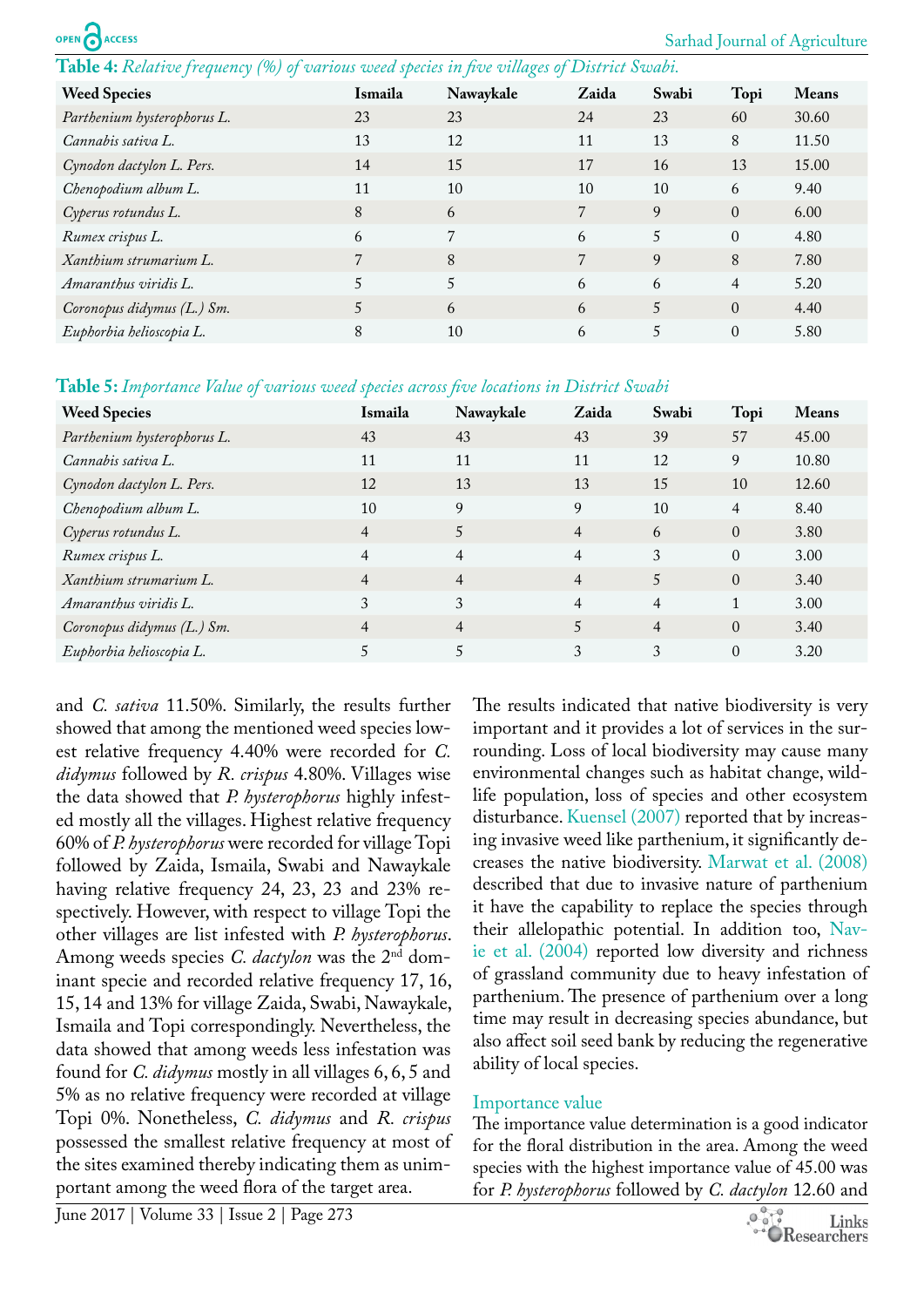**Table 4:** *Relative frequency (%) of various weed species in five villages of District Swabi.*

| Weed Species | Ismaila | Nawaykale | Zaida | Swabi | Topi | Means |
|---|---|---|---|---|---|---|
| *Parthenium hysterophorus L.* | 23 | 23 | 24 | 23 | 60 | 30.60 |
| *Cannabis sativa L.* | 13 | 12 | 11 | 13 | 8 | 11.50 |
| *Cynodon dactylon L. Pers.* | 14 | 15 | 17 | 16 | 13 | 15.00 |
| *Chenopodium album L.* | 11 | 10 | 10 | 10 | 6 | 9.40 |
| *Cyperus rotundus L.* | 8 | 6 | 7 | 9 | 0 | 6.00 |
| *Rumex crispus L.* | 6 | 7 | 6 | 5 | 0 | 4.80 |
| *Xanthium strumarium L.* | 7 | 8 | 7 | 9 | 8 | 7.80 |
| *Amaranthus viridis L.* | 5 | 5 | 6 | 6 | 4 | 5.20 |
| *Coronopus didymus (L.) Sm.* | 5 | 6 | 6 | 5 | 0 | 4.40 |
| *Euphorbia helioscopia L.* | 8 | 10 | 6 | 5 | 0 | 5.80 |

**Table 5:** *Importance Value of various weed species across five locations in District Swabi*

| Weed Species | Ismaila | Nawaykale | Zaida | Swabi | Topi | Means |
|---|---|---|---|---|---|---|
| *Parthenium hysterophorus L.* | 43 | 43 | 43 | 39 | 57 | 45.00 |
| *Cannabis sativa L.* | 11 | 11 | 11 | 12 | 9 | 10.80 |
| *Cynodon dactylon L. Pers.* | 12 | 13 | 13 | 15 | 10 | 12.60 |
| *Chenopodium album L.* | 10 | 9 | 9 | 10 | 4 | 8.40 |
| *Cyperus rotundus L.* | 4 | 5 | 4 | 6 | 0 | 3.80 |
| *Rumex crispus L.* | 4 | 4 | 4 | 3 | 0 | 3.00 |
| *Xanthium strumarium L.* | 4 | 4 | 4 | 5 | 0 | 3.40 |
| *Amaranthus viridis L.* | 3 | 3 | 4 | 4 | 1 | 3.00 |
| *Coronopus didymus (L.) Sm.* | 4 | 4 | 5 | 4 | 0 | 3.40 |
| *Euphorbia helioscopia L.* | 5 | 5 | 3 | 3 | 0 | 3.20 |

and *C. sativa* 11.50%. Similarly, the results further showed that among the mentioned weed species lowest relative frequency 4.40% were recorded for *C. didymus* followed by *R. crispus* 4.80%. Villages wise the data showed that *P. hysterophorus* highly infested mostly all the villages. Highest relative frequency 60% of *P. hysterophorus* were recorded for village Topi followed by Zaida, Ismaila, Swabi and Nawaykale having relative frequency 24, 23, 23 and 23% respectively. However, with respect to village Topi the other villages are list infested with *P. hysterophorus*. Among weeds species *C. dactylon* was the 2nd dominant specie and recorded relative frequency 17, 16, 15, 14 and 13% for village Zaida, Swabi, Nawaykale, Ismaila and Topi correspondingly. Nevertheless, the data showed that among weeds less infestation was found for *C. didymus* mostly in all villages 6, 6, 5 and 5% as no relative frequency were recorded at village Topi 0%. Nonetheless, *C. didymus* and *R. crispus* possessed the smallest relative frequency at most of the sites examined thereby indicating them as unimportant among the weed flora of the target area.

The results indicated that native biodiversity is very important and it provides a lot of services in the surrounding. Loss of local biodiversity may cause many environmental changes such as habitat change, wildlife population, loss of species and other ecosystem disturbance. Kuensel (2007) reported that by increasing invasive weed like parthenium, it significantly decreases the native biodiversity. Marwat et al. (2008) described that due to invasive nature of parthenium it have the capability to replace the species through their allelopathic potential. In addition too, Navie et al. (2004) reported low diversity and richness of grassland community due to heavy infestation of parthenium. The presence of parthenium over a long time may result in decreasing species abundance, but also affect soil seed bank by reducing the regenerative ability of local species.

### Importance value

The importance value determination is a good indicator for the floral distribution in the area. Among the weed species with the highest importance value of 45.00 was for *P. hysterophorus* followed by *C. dactylon* 12.60 and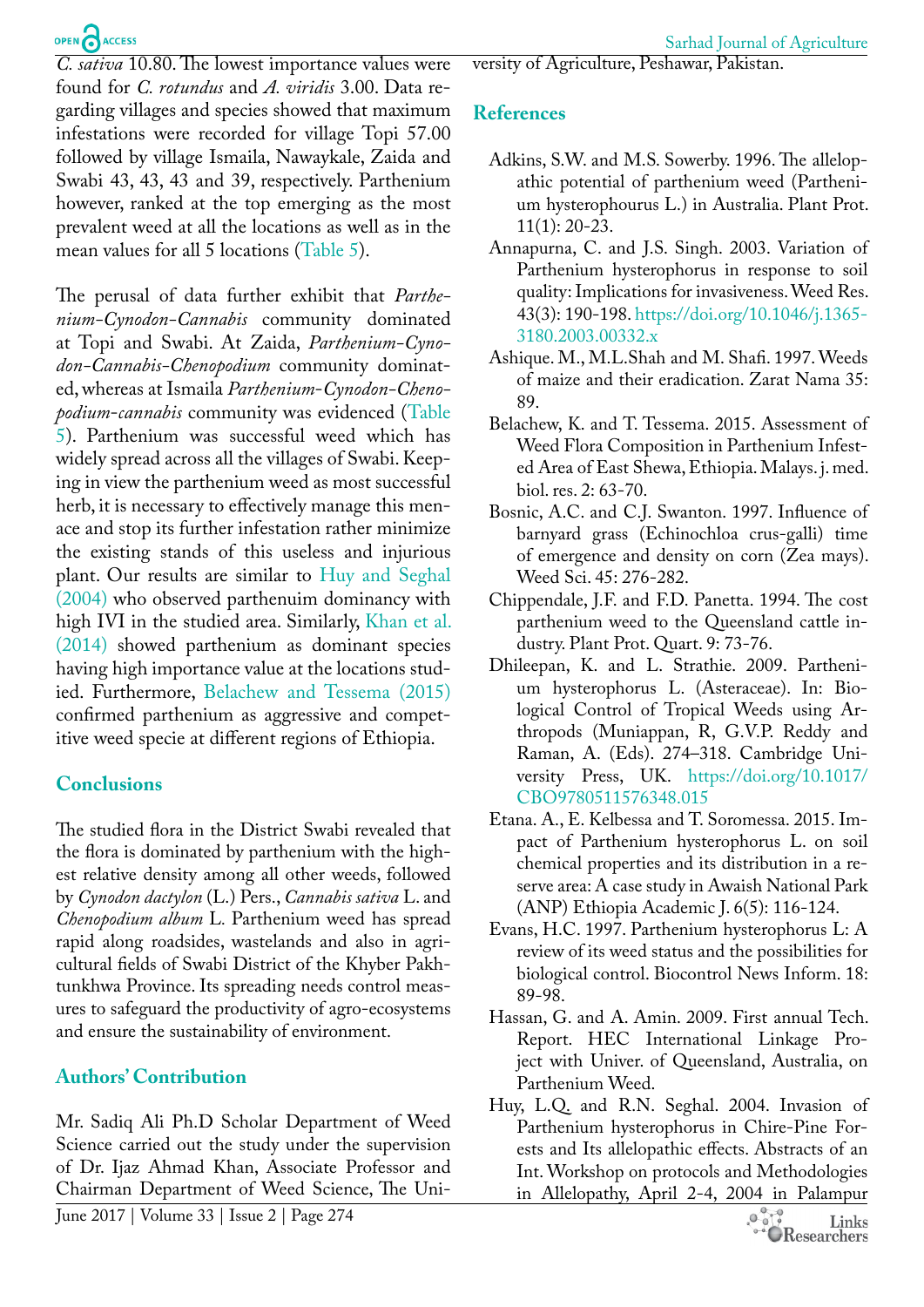*C. sativa* 10.80. The lowest importance values were found for *C. rotundus* and *A. viridis* 3.00. Data regarding villages and species showed that maximum infestations were recorded for village Topi 57.00 followed by village Ismaila, Nawaykale, Zaida and Swabi 43, 43, 43 and 39, respectively. Parthenium however, ranked at the top emerging as the most prevalent weed at all the locations as well as in the mean values for all 5 locations (Table 5).

The perusal of data further exhibit that *Parthenium-Cynodon-Cannabis* community dominated at Topi and Swabi. At Zaida, *Parthenium-Cynodon-Cannabis-Chenopodium* community dominated, whereas at Ismaila *Parthenium-Cynodon-Chenopodium-cannabis* community was evidenced (Table 5). Parthenium was successful weed which has widely spread across all the villages of Swabi. Keeping in view the parthenium weed as most successful herb, it is necessary to effectively manage this menace and stop its further infestation rather minimize the existing stands of this useless and injurious plant. Our results are similar to Huy and Seghal (2004) who observed parthenuim dominancy with high IVI in the studied area. Similarly, Khan et al. (2014) showed parthenium as dominant species having high importance value at the locations studied. Furthermore, Belachew and Tessema (2015) confirmed parthenium as aggressive and competitive weed specie at different regions of Ethiopia.

## Conclusions

The studied flora in the District Swabi revealed that the flora is dominated by parthenium with the highest relative density among all other weeds, followed by *Cynodon dactylon* (L.) Pers., *Cannabis sativa* L. and *Chenopodium album* L. Parthenium weed has spread rapid along roadsides, wastelands and also in agricultural fields of Swabi District of the Khyber Pakhtunkhwa Province. Its spreading needs control measures to safeguard the productivity of agro-ecosystems and ensure the sustainability of environment.

## Authors' Contribution

Mr. Sadiq Ali Ph.D Scholar Department of Weed Science carried out the study under the supervision of Dr. Ijaz Ahmad Khan, Associate Professor and Chairman Department of Weed Science, The University of Agriculture, Peshawar, Pakistan.

## References

Adkins, S.W. and M.S. Sowerby. 1996. The allelopathic potential of parthenium weed (Parthenium hysterophourus L.) in Australia. Plant Prot. 11(1): 20-23.

Annapurna, C. and J.S. Singh. 2003. Variation of Parthenium hysterophorus in response to soil quality: Implications for invasiveness. Weed Res. 43(3): 190-198. https://doi.org/10.1046/j.1365-3180.2003.00332.x

Ashique. M., M.L.Shah and M. Shafi. 1997. Weeds of maize and their eradication. Zarat Nama 35: 89.

Belachew, K. and T. Tessema. 2015. Assessment of Weed Flora Composition in Parthenium Infested Area of East Shewa, Ethiopia. Malays. j. med. biol. res. 2: 63-70.

Bosnic, A.C. and C.J. Swanton. 1997. Influence of barnyard grass (Echinochloa crus-galli) time of emergence and density on corn (Zea mays). Weed Sci. 45: 276-282.

Chippendale, J.F. and F.D. Panetta. 1994. The cost parthenium weed to the Queensland cattle industry. Plant Prot. Quart. 9: 73-76.

Dhileepan, K. and L. Strathie. 2009. Parthenium hysterophorus L. (Asteraceae). In: Biological Control of Tropical Weeds using Arthropods (Muniappan, R, G.V.P. Reddy and Raman, A. (Eds). 274–318. Cambridge University Press, UK. https://doi.org/10.1017/CBO9780511576348.015

Etana. A., E. Kelbessa and T. Soromessa. 2015. Impact of Parthenium hysterophorus L. on soil chemical properties and its distribution in a reserve area: A case study in Awaish National Park (ANP) Ethiopia Academic J. 6(5): 116-124.

Evans, H.C. 1997. Parthenium hysterophorus L: A review of its weed status and the possibilities for biological control. Biocontrol News Inform. 18: 89-98.

Hassan, G. and A. Amin. 2009. First annual Tech. Report. HEC International Linkage Project with Univer. of Queensland, Australia, on Parthenium Weed.

Huy, L.Q. and R.N. Seghal. 2004. Invasion of Parthenium hysterophorus in Chire-Pine Forests and Its allelopathic effects. Abstracts of an Int. Workshop on protocols and Methodologies in Allelopathy, April 2-4, 2004 in Palampur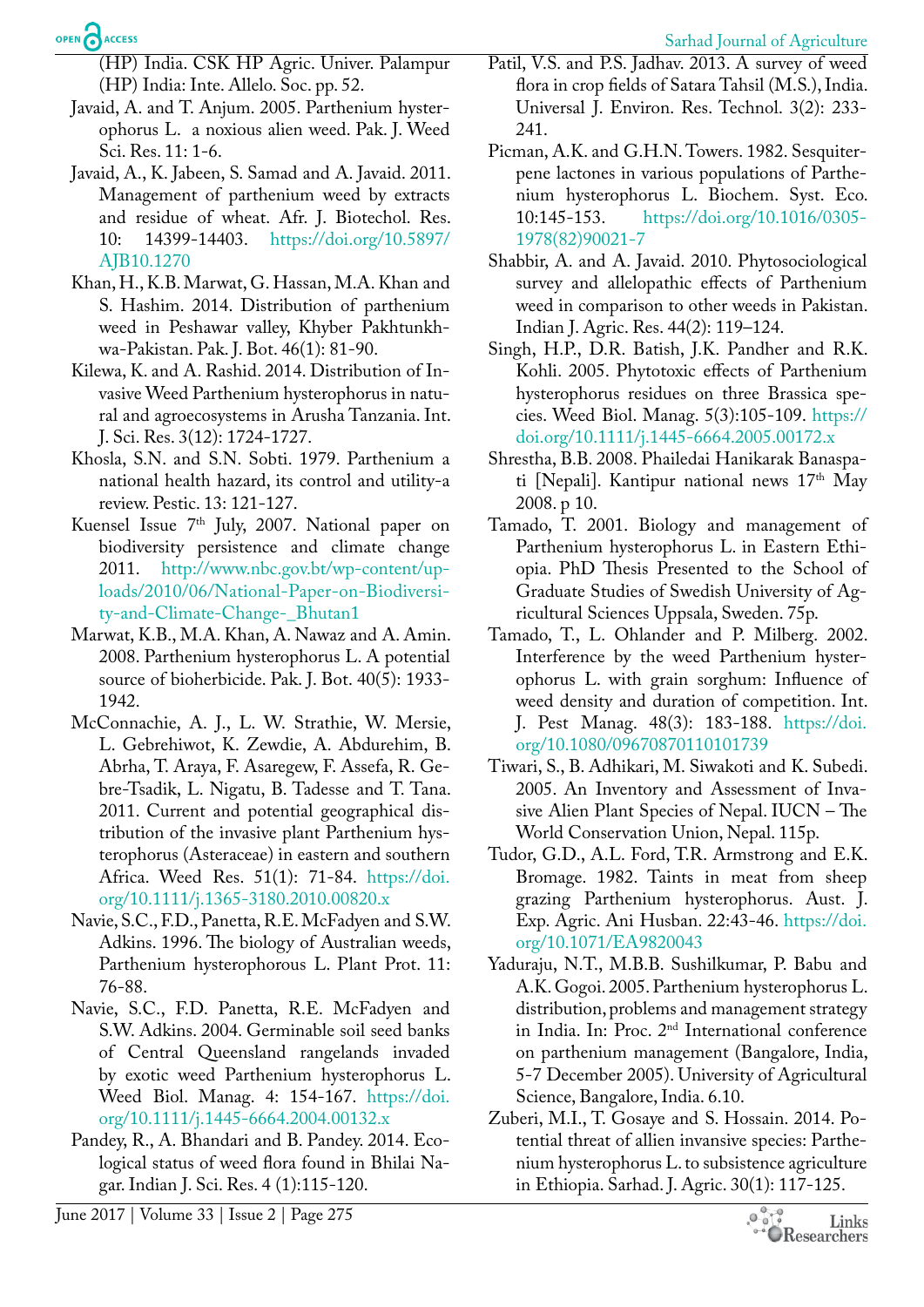(HP) India. CSK HP Agric. Univer. Palampur (HP) India: Inte. Allelo. Soc. pp. 52.

Javaid, A. and T. Anjum. 2005. Parthenium hysterophorus L. a noxious alien weed. Pak. J. Weed Sci. Res. 11: 1-6.

Javaid, A., K. Jabeen, S. Samad and A. Javaid. 2011. Management of parthenium weed by extracts and residue of wheat. Afr. J. Biotechol. Res. 10: 14399-14403. https://doi.org/10.5897/AJB10.1270

Khan, H., K.B. Marwat, G. Hassan, M.A. Khan and S. Hashim. 2014. Distribution of parthenium weed in Peshawar valley, Khyber Pakhtunkhwa-Pakistan. Pak. J. Bot. 46(1): 81-90.

Kilewa, K. and A. Rashid. 2014. Distribution of Invasive Weed Parthenium hysterophorus in natural and agroecosystems in Arusha Tanzania. Int. J. Sci. Res. 3(12): 1724-1727.

Khosla, S.N. and S.N. Sobti. 1979. Parthenium a national health hazard, its control and utility-a review. Pestic. 13: 121-127.

Kuensel Issue 7th July, 2007. National paper on biodiversity persistence and climate change 2011. http://www.nbc.gov.bt/wp-content/uploads/2010/06/National-Paper-on-Biodiversity-and-Climate-Change-_Bhutan1

Marwat, K.B., M.A. Khan, A. Nawaz and A. Amin. 2008. Parthenium hysterophorus L. A potential source of bioherbicide. Pak. J. Bot. 40(5): 1933-1942.

McConnachie, A. J., L. W. Strathie, W. Mersie, L. Gebrehiwot, K. Zewdie, A. Abdurehim, B. Abrha, T. Araya, F. Asaregew, F. Assefa, R. Gebre-Tsadik, L. Nigatu, B. Tadesse and T. Tana. 2011. Current and potential geographical distribution of the invasive plant Parthenium hysterophorus (Asteraceae) in eastern and southern Africa. Weed Res. 51(1): 71-84. https://doi.org/10.1111/j.1365-3180.2010.00820.x

Navie, S.C., F.D., Panetta, R.E. McFadyen and S.W. Adkins. 1996. The biology of Australian weeds, Parthenium hysterophorous L. Plant Prot. 11: 76-88.

Navie, S.C., F.D. Panetta, R.E. McFadyen and S.W. Adkins. 2004. Germinable soil seed banks of Central Queensland rangelands invaded by exotic weed Parthenium hysterophorus L. Weed Biol. Manag. 4: 154-167. https://doi.org/10.1111/j.1445-6664.2004.00132.x

Pandey, R., A. Bhandari and B. Pandey. 2014. Ecological status of weed flora found in Bhilai Nagar. Indian J. Sci. Res. 4 (1):115-120.

Patil, V.S. and P.S. Jadhav. 2013. A survey of weed flora in crop fields of Satara Tahsil (M.S.), India. Universal J. Environ. Res. Technol. 3(2): 233-241.

Picman, A.K. and G.H.N. Towers. 1982. Sesquiterpene lactones in various populations of Parthenium hysterophorus L. Biochem. Syst. Eco. 10:145-153. https://doi.org/10.1016/0305-1978(82)90021-7

Shabbir, A. and A. Javaid. 2010. Phytosociological survey and allelopathic effects of Parthenium weed in comparison to other weeds in Pakistan. Indian J. Agric. Res. 44(2): 119–124.

Singh, H.P., D.R. Batish, J.K. Pandher and R.K. Kohli. 2005. Phytotoxic effects of Parthenium hysterophorus residues on three Brassica species. Weed Biol. Manag. 5(3):105-109. https://doi.org/10.1111/j.1445-6664.2005.00172.x

Shrestha, B.B. 2008. Phailedai Hanikarak Banaspati [Nepali]. Kantipur national news 17th May 2008. p 10.

Tamado, T. 2001. Biology and management of Parthenium hysterophorus L. in Eastern Ethiopia. PhD Thesis Presented to the School of Graduate Studies of Swedish University of Agricultural Sciences Uppsala, Sweden. 75p.

Tamado, T., L. Ohlander and P. Milberg. 2002. Interference by the weed Parthenium hysterophorus L. with grain sorghum: Influence of weed density and duration of competition. Int. J. Pest Manag. 48(3): 183-188. https://doi.org/10.1080/09670870110101739

Tiwari, S., B. Adhikari, M. Siwakoti and K. Subedi. 2005. An Inventory and Assessment of Invasive Alien Plant Species of Nepal. IUCN – The World Conservation Union, Nepal. 115p.

Tudor, G.D., A.L. Ford, T.R. Armstrong and E.K. Bromage. 1982. Taints in meat from sheep grazing Parthenium hysterophorus. Aust. J. Exp. Agric. Ani Husban. 22:43-46. https://doi.org/10.1071/EA9820043

Yaduraju, N.T., M.B.B. Sushilkumar, P. Babu and A.K. Gogoi. 2005. Parthenium hysterophorus L. distribution, problems and management strategy in India. In: Proc. 2nd International conference on parthenium management (Bangalore, India, 5-7 December 2005). University of Agricultural Science, Bangalore, India. 6.10.

Zuberi, M.I., T. Gosaye and S. Hossain. 2014. Potential threat of allien invansive species: Parthenium hysterophorus L. to subsistence agriculture in Ethiopia. Sarhad. J. Agric. 30(1): 117-125.